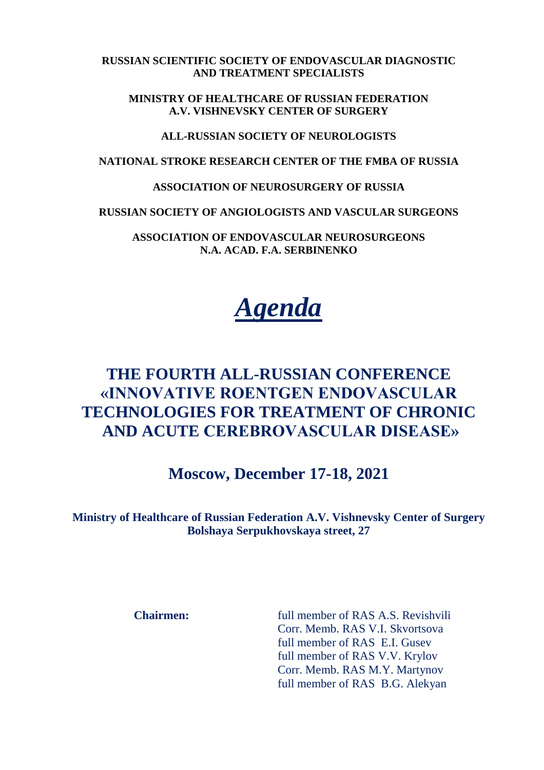**RUSSIAN SCIENTIFIC SOCIETY OF ENDOVASCULAR DIAGNOSTIC AND TREATMENT SPECIALISTS**

**MINISTRY OF HEALTHCARE OF RUSSIAN FEDERATION A.V. VISHNEVSKY CENTER OF SURGERY**

**ALL-RUSSIAN SOCIETY OF NEUROLOGISTS**

**NATIONAL STROKE RESEARCH CENTER OF THE FMBA OF RUSSIA**

**ASSOCIATION OF NEUROSURGERY OF RUSSIA**

**RUSSIAN SOCIETY OF ANGIOLOGISTS AND VASCULAR SURGEONS**

**ASSOCIATION OF ENDOVASCULAR NEUROSURGEONS N.A. ACAD. F.A. SERBINENKO**

# *Agenda*

# THE FOURTH ALL-RUSSIAN CONFERENCE «INNOVATIVE ROENTGEN ENDOVASCULAR TECHNOLOGIES FOR TREATMENT OF CHRONIC AND ACUTE CEREBROVASCULAR DISEASE»

## Moscow, December 17-18, 2021

**Ministry of Healthcare of Russian Federation A.V. Vishnevsky Center of Surgery**
**Bolshaya Serpukhovskaya street, 27**

**Chairmen:**

full member of RAS A.S. Revishvili
Corr. Memb. RAS V.I. Skvortsova
full member of RAS E.I. Gusev
full member of RAS V.V. Krylov
Corr. Memb. RAS M.Y. Martynov
full member of RAS B.G. Alekyan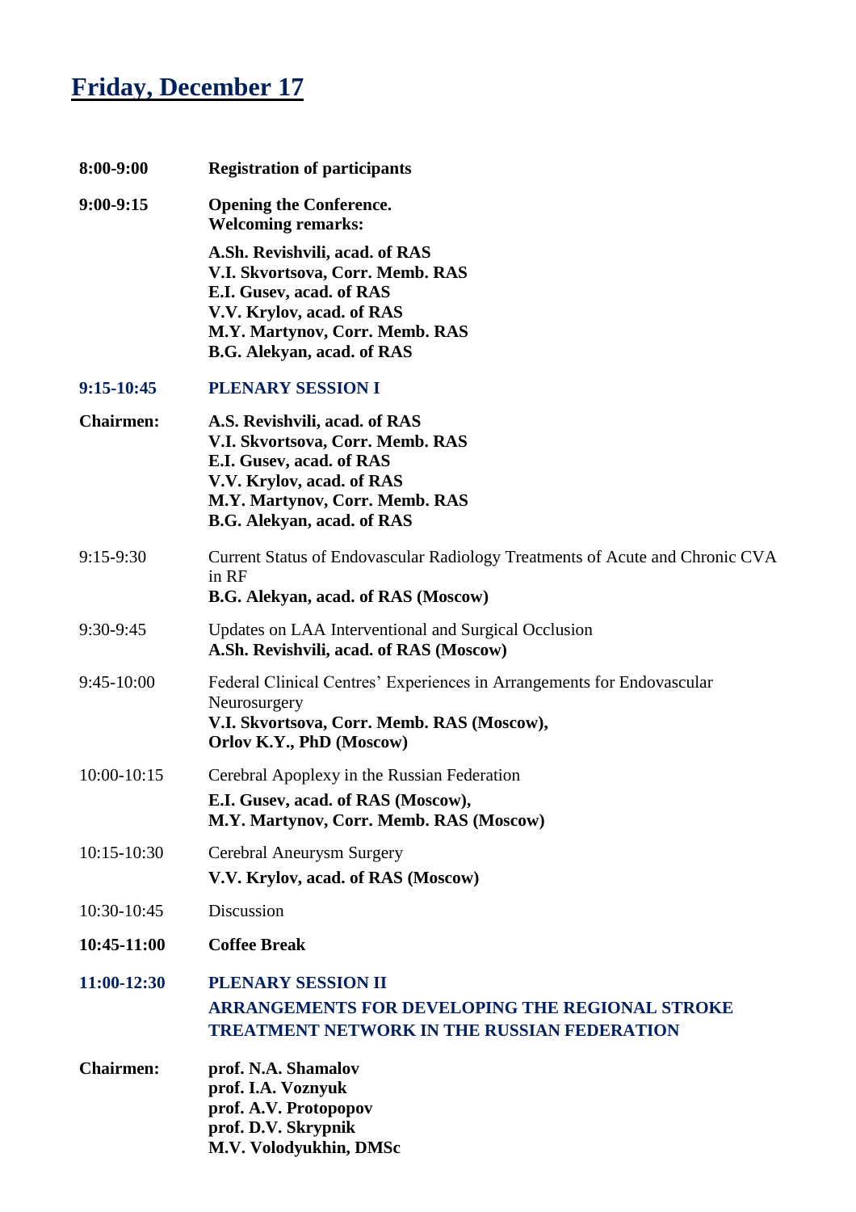# Friday, December 17

**8:00-9:00** **Registration of participants**

**9:00-9:15** **Opening the Conference.**
**Welcoming remarks:**

**A.Sh. Revishvili, acad. of RAS**
**V.I. Skvortsova, Corr. Memb. RAS**
**E.I. Gusev, acad. of RAS**
**V.V. Krylov, acad. of RAS**
**M.Y. Martynov, Corr. Memb. RAS**
**B.G. Alekyan, acad. of RAS**

## 9:15-10:45 PLENARY SESSION I

**Chairmen:**
**A.S. Revishvili, acad. of RAS**
**V.I. Skvortsova, Corr. Memb. RAS**
**E.I. Gusev, acad. of RAS**
**V.V. Krylov, acad. of RAS**
**M.Y. Martynov, Corr. Memb. RAS**
**B.G. Alekyan, acad. of RAS**

9:15-9:30 Current Status of Endovascular Radiology Treatments of Acute and Chronic CVA in RF
**B.G. Alekyan, acad. of RAS (Moscow)**

9:30-9:45 Updates on LAA Interventional and Surgical Occlusion
**A.Sh. Revishvili, acad. of RAS (Moscow)**

9:45-10:00 Federal Clinical Centres' Experiences in Arrangements for Endovascular Neurosurgery
**V.I. Skvortsova, Corr. Memb. RAS (Moscow),**
**Orlov K.Y., PhD (Moscow)**

10:00-10:15 Cerebral Apoplexy in the Russian Federation
**E.I. Gusev, acad. of RAS (Moscow),**
**M.Y. Martynov, Corr. Memb. RAS (Moscow)**

10:15-10:30 Cerebral Aneurysm Surgery
**V.V. Krylov, acad. of RAS (Moscow)**

10:30-10:45 Discussion

**10:45-11:00** **Coffee Break**

## 11:00-12:30 PLENARY SESSION II
## ARRANGEMENTS FOR DEVELOPING THE REGIONAL STROKE TREATMENT NETWORK IN THE RUSSIAN FEDERATION

**Chairmen:**
**prof. N.A. Shamalov**
**prof. I.A. Voznyuk**
**prof. A.V. Protopopov**
**prof. D.V. Skrypnik**
**M.V. Volodyukhin, DMSc**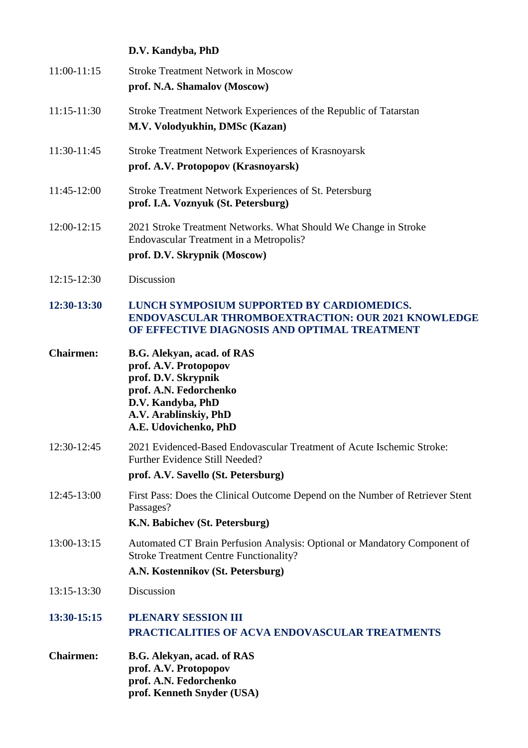**D.V. Kandyba, PhD**

11:00-11:15 Stroke Treatment Network in Moscow
**prof. N.A. Shamalov (Moscow)**

11:15-11:30 Stroke Treatment Network Experiences of the Republic of Tatarstan
**M.V. Volodyukhin, DMSc (Kazan)**

11:30-11:45 Stroke Treatment Network Experiences of Krasnoyarsk
**prof. A.V. Protopopov (Krasnoyarsk)**

11:45-12:00 Stroke Treatment Network Experiences of St. Petersburg
**prof. I.A. Voznyuk (St. Petersburg)**

12:00-12:15 2021 Stroke Treatment Networks. What Should We Change in Stroke Endovascular Treatment in a Metropolis?
**prof. D.V. Skrypnik (Moscow)**

12:15-12:30 Discussion

## 12:30-13:30 LUNCH SYMPOSIUM SUPPORTED BY CARDIOMEDICS. ENDOVASCULAR THROMBOEXTRACTION: OUR 2021 KNOWLEDGE OF EFFECTIVE DIAGNOSIS AND OPTIMAL TREATMENT

**Chairmen:**
**B.G. Alekyan, acad. of RAS**
**prof. A.V. Protopopov**
**prof. D.V. Skrypnik**
**prof. A.N. Fedorchenko**
**D.V. Kandyba, PhD**
**A.V. Arablinskiy, PhD**
**A.E. Udovichenko, PhD**

12:30-12:45 2021 Evidenced-Based Endovascular Treatment of Acute Ischemic Stroke: Further Evidence Still Needed?
**prof. A.V. Savello (St. Petersburg)**

12:45-13:00 First Pass: Does the Clinical Outcome Depend on the Number of Retriever Stent Passages?
**K.N. Babichev (St. Petersburg)**

13:00-13:15 Automated CT Brain Perfusion Analysis: Optional or Mandatory Component of Stroke Treatment Centre Functionality?
**A.N. Kostennikov (St. Petersburg)**

13:15-13:30 Discussion

## 13:30-15:15 PLENARY SESSION III
## PRACTICALITIES OF ACVA ENDOVASCULAR TREATMENTS

**Chairmen:**
**B.G. Alekyan, acad. of RAS**
**prof. A.V. Protopopov**
**prof. A.N. Fedorchenko**
**prof. Kenneth Snyder (USA)**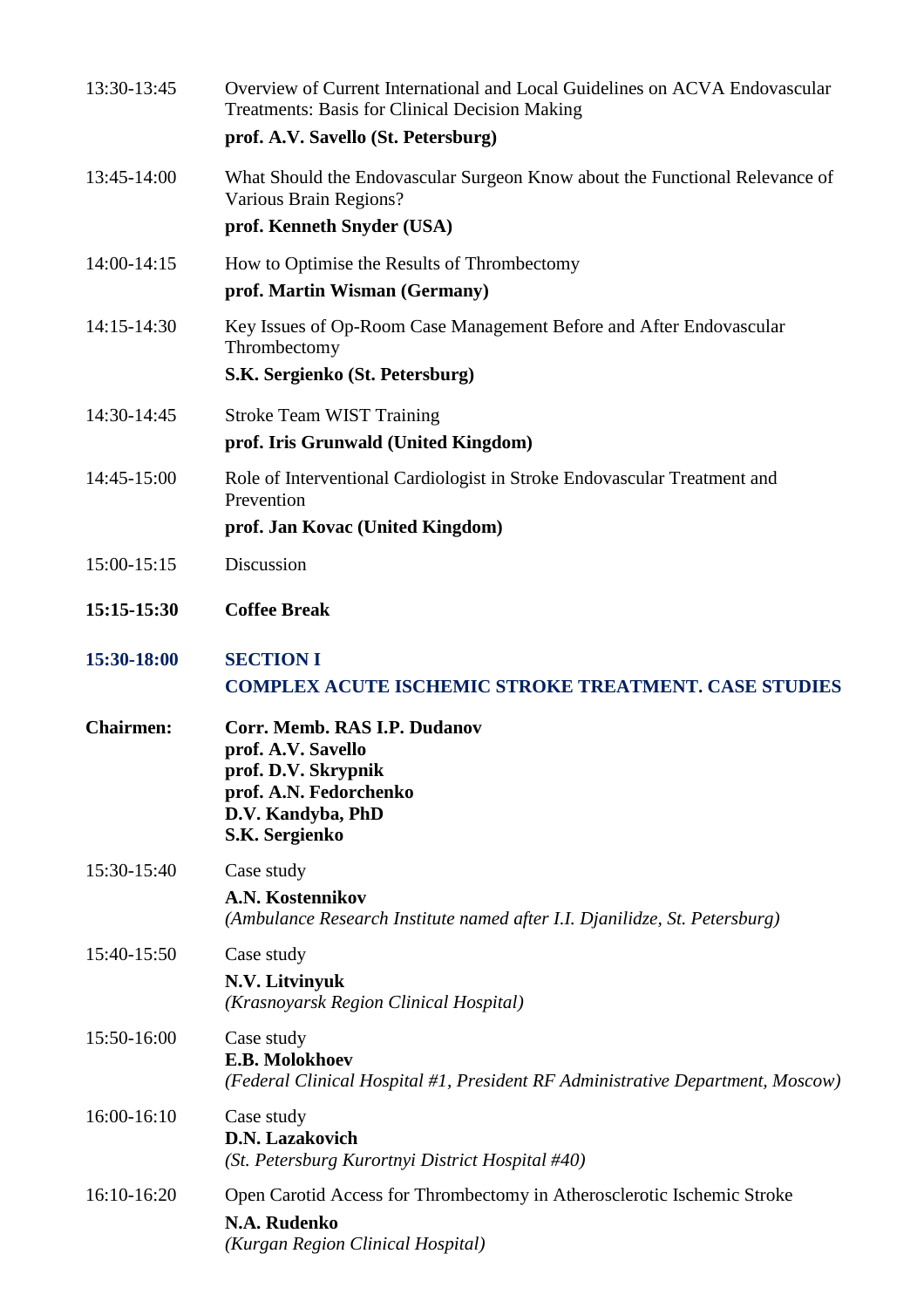13:30-13:45 Overview of Current International and Local Guidelines on ACVA Endovascular Treatments: Basis for Clinical Decision Making

**prof. A.V. Savello (St. Petersburg)**

13:45-14:00 What Should the Endovascular Surgeon Know about the Functional Relevance of Various Brain Regions?

**prof. Kenneth Snyder (USA)**

14:00-14:15 How to Optimise the Results of Thrombectomy

**prof. Martin Wisman (Germany)**

14:15-14:30 Key Issues of Op-Room Case Management Before and After Endovascular Thrombectomy

**S.K. Sergienko (St. Petersburg)**

14:30-14:45 Stroke Team WIST Training

**prof. Iris Grunwald (United Kingdom)**

14:45-15:00 Role of Interventional Cardiologist in Stroke Endovascular Treatment and Prevention

**prof. Jan Kovac (United Kingdom)**

15:00-15:15 Discussion

**15:15-15:30 Coffee Break**

## 15:30-18:00 SECTION I
## COMPLEX ACUTE ISCHEMIC STROKE TREATMENT. CASE STUDIES

**Chairmen:**
**Corr. Memb. RAS I.P. Dudanov**
**prof. A.V. Savello**
**prof. D.V. Skrypnik**
**prof. A.N. Fedorchenko**
**D.V. Kandyba, PhD**
**S.K. Sergienko**

15:30-15:40 Case study

**A.N. Kostennikov**
*(Ambulance Research Institute named after I.I. Djanilidze, St. Petersburg)*

15:40-15:50 Case study

**N.V. Litvinyuk**
*(Krasnoyarsk Region Clinical Hospital)*

15:50-16:00 Case study

**E.B. Molokhoev**
*(Federal Clinical Hospital #1, President RF Administrative Department, Moscow)*

16:00-16:10 Case study

**D.N. Lazakovich**
*(St. Petersburg Kurortnyi District Hospital #40)*

16:10-16:20 Open Carotid Access for Thrombectomy in Atherosclerotic Ischemic Stroke

**N.A. Rudenko**
*(Kurgan Region Clinical Hospital)*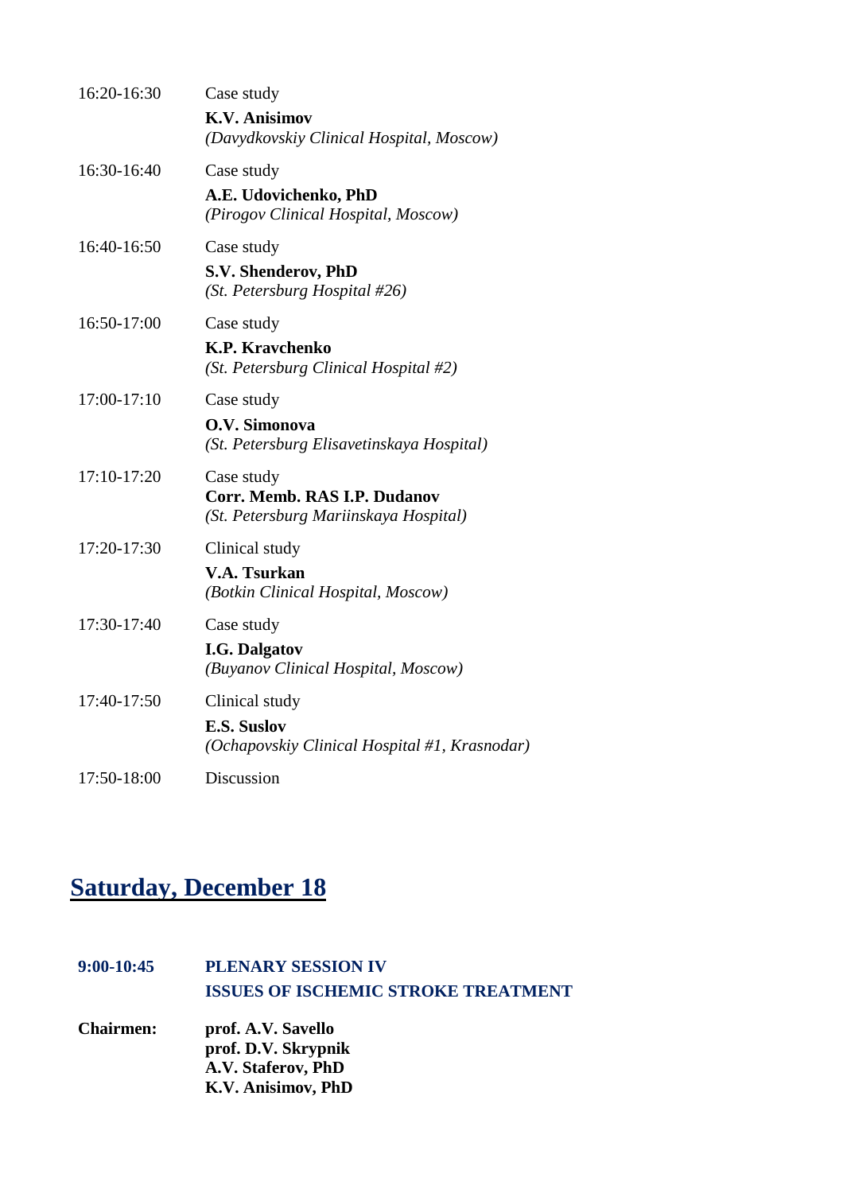16:20-16:30 Case study
**K.V. Anisimov**
*(Davydkovskiy Clinical Hospital, Moscow)*

16:30-16:40 Case study
**A.E. Udovichenko, PhD**
*(Pirogov Clinical Hospital, Moscow)*

16:40-16:50 Case study
**S.V. Shenderov, PhD**
*(St. Petersburg Hospital #26)*

16:50-17:00 Case study
**K.P. Kravchenko**
*(St. Petersburg Clinical Hospital #2)*

17:00-17:10 Case study
**O.V. Simonova**
*(St. Petersburg Elisavetinskaya Hospital)*

17:10-17:20 Case study
**Corr. Memb. RAS I.P. Dudanov**
*(St. Petersburg Mariinskaya Hospital)*

17:20-17:30 Clinical study
**V.A. Tsurkan**
*(Botkin Clinical Hospital, Moscow)*

17:30-17:40 Case study
**I.G. Dalgatov**
*(Buyanov Clinical Hospital, Moscow)*

17:40-17:50 Clinical study
**E.S. Suslov**
*(Ochapovskiy Clinical Hospital #1, Krasnodar)*

17:50-18:00 Discussion

## Saturday, December 18

**9:00-10:45** **PLENARY SESSION IV**
**ISSUES OF ISCHEMIC STROKE TREATMENT**

**Chairmen:** **prof. A.V. Savello**
**prof. D.V. Skrypnik**
**A.V. Staferov, PhD**
**K.V. Anisimov, PhD**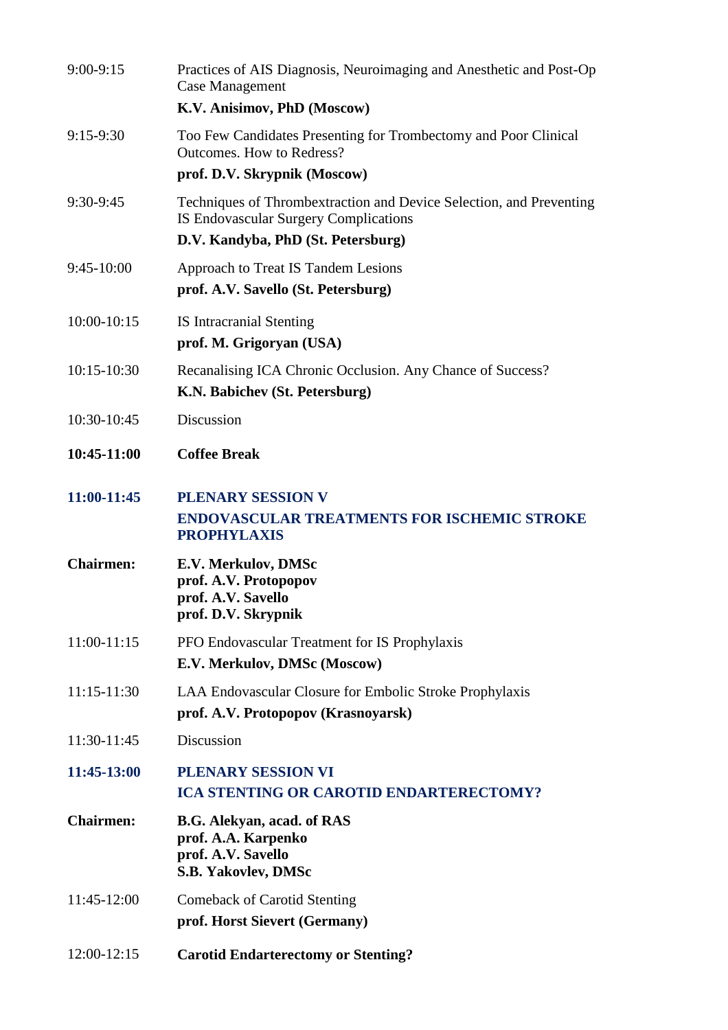9:00-9:15 Practices of AIS Diagnosis, Neuroimaging and Anesthetic and Post-Op Case Management
**K.V. Anisimov, PhD (Moscow)**

9:15-9:30 Too Few Candidates Presenting for Trombectomy and Poor Clinical Outcomes. How to Redress?
**prof. D.V. Skrypnik (Moscow)**

9:30-9:45 Techniques of Thrombextraction and Device Selection, and Preventing IS Endovascular Surgery Complications
**D.V. Kandyba, PhD (St. Petersburg)**

9:45-10:00 Approach to Treat IS Tandem Lesions
**prof. A.V. Savello (St. Petersburg)**

10:00-10:15 IS Intracranial Stenting
**prof. M. Grigoryan (USA)**

10:15-10:30 Recanalising ICA Chronic Occlusion. Any Chance of Success?
**K.N. Babichev (St. Petersburg)**

10:30-10:45 Discussion

**10:45-11:00 Coffee Break**

## 11:00-11:45 PLENARY SESSION V
## ENDOVASCULAR TREATMENTS FOR ISCHEMIC STROKE PROPHYLAXIS

**Chairmen:**
**E.V. Merkulov, DMSc**
**prof. A.V. Protopopov**
**prof. A.V. Savello**
**prof. D.V. Skrypnik**

11:00-11:15 PFO Endovascular Treatment for IS Prophylaxis
**E.V. Merkulov, DMSc (Moscow)**

11:15-11:30 LAA Endovascular Closure for Embolic Stroke Prophylaxis
**prof. A.V. Protopopov (Krasnoyarsk)**

11:30-11:45 Discussion

## 11:45-13:00 PLENARY SESSION VI
## ICA STENTING OR CAROTID ENDARTERECTOMY?

**Chairmen:**
**B.G. Alekyan, acad. of RAS**
**prof. A.A. Karpenko**
**prof. A.V. Savello**
**S.B. Yakovlev, DMSc**

11:45-12:00 Comeback of Carotid Stenting
**prof. Horst Sievert (Germany)**

12:00-12:15 **Carotid Endarterectomy or Stenting?**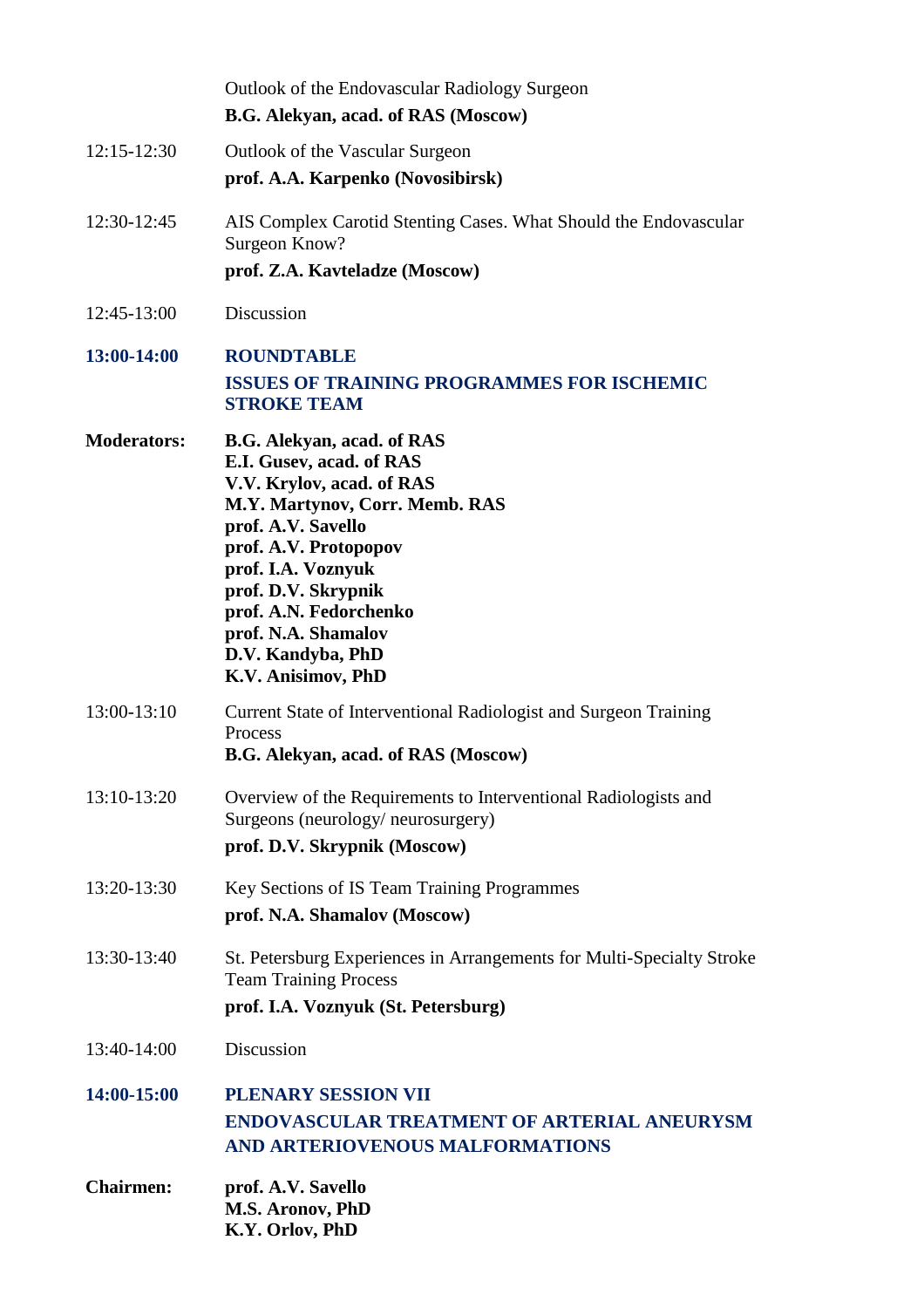Outlook of the Endovascular Radiology Surgeon
**B.G. Alekyan, acad. of RAS (Moscow)**

12:15-12:30 Outlook of the Vascular Surgeon
**prof. A.A. Karpenko (Novosibirsk)**

12:30-12:45 AIS Complex Carotid Stenting Cases. What Should the Endovascular Surgeon Know?
**prof. Z.A. Kavteladze (Moscow)**

12:45-13:00 Discussion

## 13:00-14:00 ROUNDTABLE
## ISSUES OF TRAINING PROGRAMMES FOR ISCHEMIC STROKE TEAM

**Moderators:**
**B.G. Alekyan, acad. of RAS**
**E.I. Gusev, acad. of RAS**
**V.V. Krylov, acad. of RAS**
**M.Y. Martynov, Corr. Memb. RAS**
**prof. A.V. Savello**
**prof. A.V. Protopopov**
**prof. I.A. Voznyuk**
**prof. D.V. Skrypnik**
**prof. A.N. Fedorchenko**
**prof. N.A. Shamalov**
**D.V. Kandyba, PhD**
**K.V. Anisimov, PhD**

13:00-13:10 Current State of Interventional Radiologist and Surgeon Training Process
**B.G. Alekyan, acad. of RAS (Moscow)**

13:10-13:20 Overview of the Requirements to Interventional Radiologists and Surgeons (neurology/ neurosurgery)
**prof. D.V. Skrypnik (Moscow)**

13:20-13:30 Key Sections of IS Team Training Programmes
**prof. N.A. Shamalov (Moscow)**

13:30-13:40 St. Petersburg Experiences in Arrangements for Multi-Specialty Stroke Team Training Process
**prof. I.A. Voznyuk (St. Petersburg)**

13:40-14:00 Discussion

## 14:00-15:00 PLENARY SESSION VII
## ENDOVASCULAR TREATMENT OF ARTERIAL ANEURYSM AND ARTERIOVENOUS MALFORMATIONS

**Chairmen:**
**prof. A.V. Savello**
**M.S. Aronov, PhD**
**K.Y. Orlov, PhD**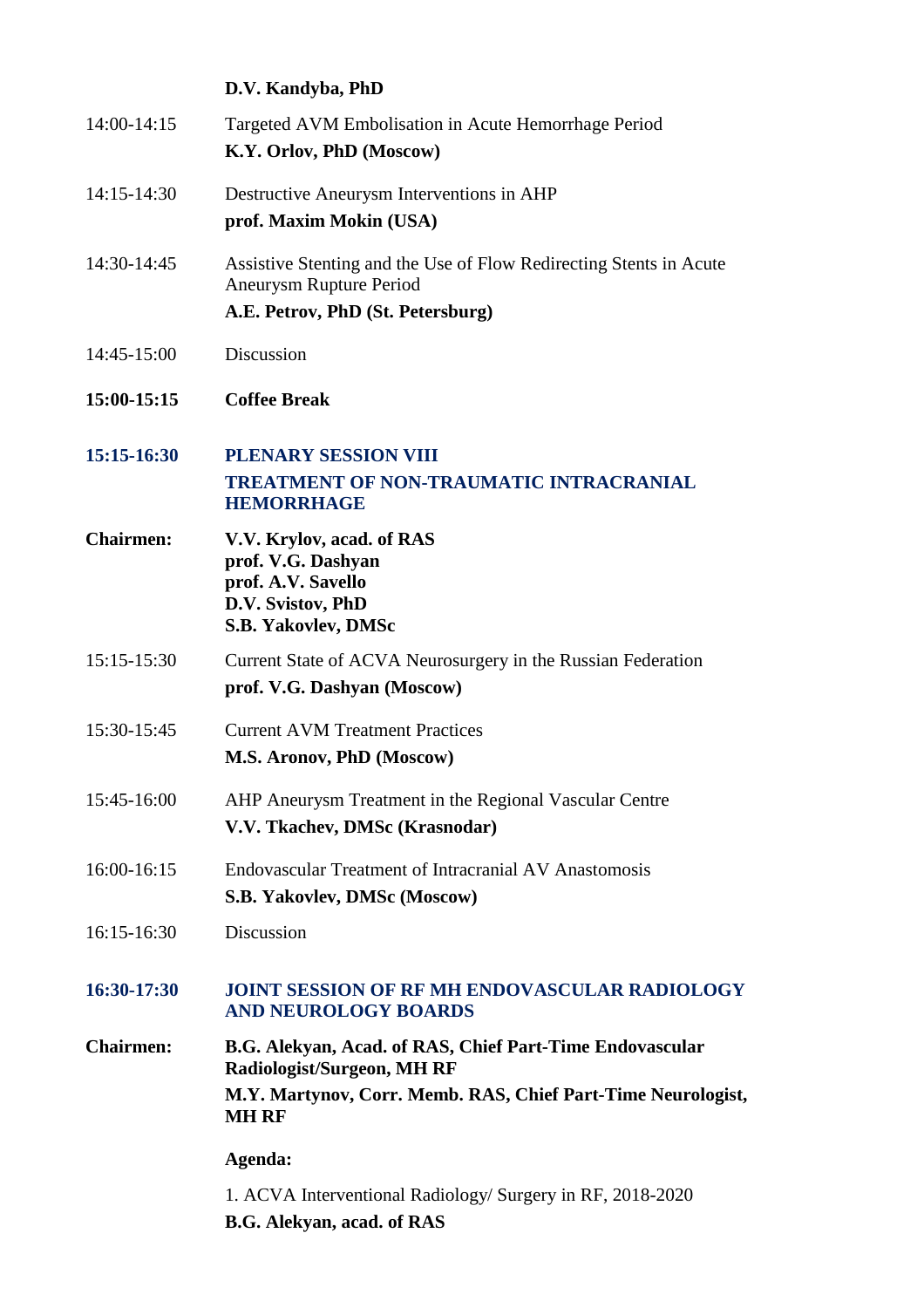**D.V. Kandyba, PhD**

14:00-14:15 Targeted AVM Embolisation in Acute Hemorrhage Period
**K.Y. Orlov, PhD (Moscow)**

14:15-14:30 Destructive Aneurysm Interventions in AHP
**prof. Maxim Mokin (USA)**

14:30-14:45 Assistive Stenting and the Use of Flow Redirecting Stents in Acute Aneurysm Rupture Period
**A.E. Petrov, PhD (St. Petersburg)**

14:45-15:00 Discussion

**15:00-15:15 Coffee Break**

## 15:15-16:30 PLENARY SESSION VIII
## TREATMENT OF NON-TRAUMATIC INTRACRANIAL HEMORRHAGE

**Chairmen:**
**V.V. Krylov, acad. of RAS**
**prof. V.G. Dashyan**
**prof. A.V. Savello**
**D.V. Svistov, PhD**
**S.B. Yakovlev, DMSc**

15:15-15:30 Current State of ACVA Neurosurgery in the Russian Federation
**prof. V.G. Dashyan (Moscow)**

15:30-15:45 Current AVM Treatment Practices
**M.S. Aronov, PhD (Moscow)**

15:45-16:00 AHP Aneurysm Treatment in the Regional Vascular Centre
**V.V. Tkachev, DMSc (Krasnodar)**

16:00-16:15 Endovascular Treatment of Intracranial AV Anastomosis
**S.B. Yakovlev, DMSc (Moscow)**

16:15-16:30 Discussion

## 16:30-17:30 JOINT SESSION OF RF MH ENDOVASCULAR RADIOLOGY AND NEUROLOGY BOARDS

**Chairmen:**
**B.G. Alekyan, Acad. of RAS, Chief Part-Time Endovascular Radiologist/Surgeon, MH RF**
**M.Y. Martynov, Corr. Memb. RAS, Chief Part-Time Neurologist, MH RF**

**Agenda:**

1. ACVA Interventional Radiology/ Surgery in RF, 2018-2020
**B.G. Alekyan, acad. of RAS**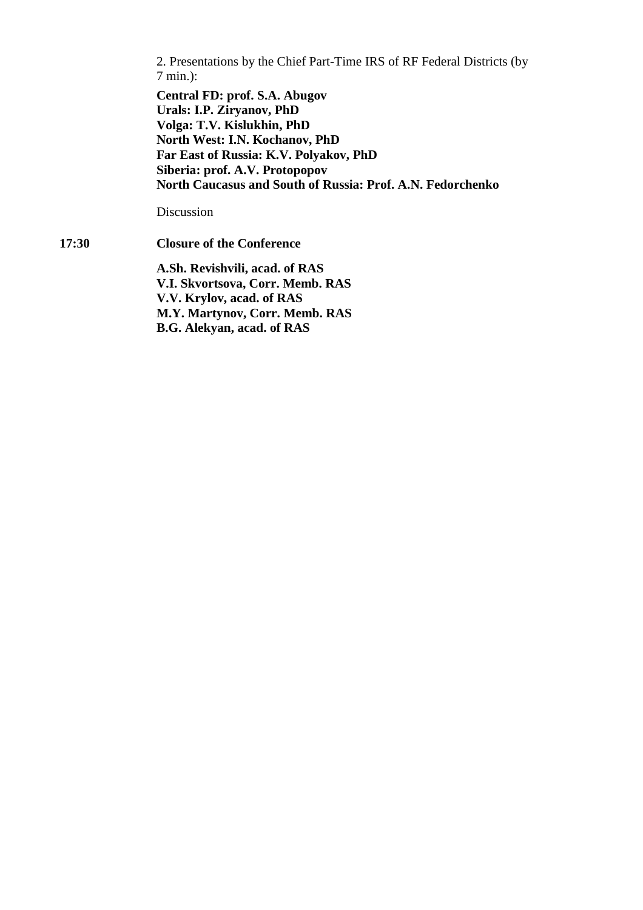2. Presentations by the Chief Part-Time IRS of RF Federal Districts (by 7 min.):

**Central FD: prof. S.A. Abugov**
**Urals: I.P. Ziryanov, PhD**
**Volga: T.V. Kislukhin, PhD**
**North West: I.N. Kochanov, PhD**
**Far East of Russia: K.V. Polyakov, PhD**
**Siberia: prof. A.V. Protopopov**
**North Caucasus and South of Russia: Prof. A.N. Fedorchenko**

Discussion

**17:30** **Closure of the Conference**

**A.Sh. Revishvili, acad. of RAS**
**V.I. Skvortsova, Corr. Memb. RAS**
**V.V. Krylov, acad. of RAS**
**M.Y. Martynov, Corr. Memb. RAS**
**B.G. Alekyan, acad. of RAS**